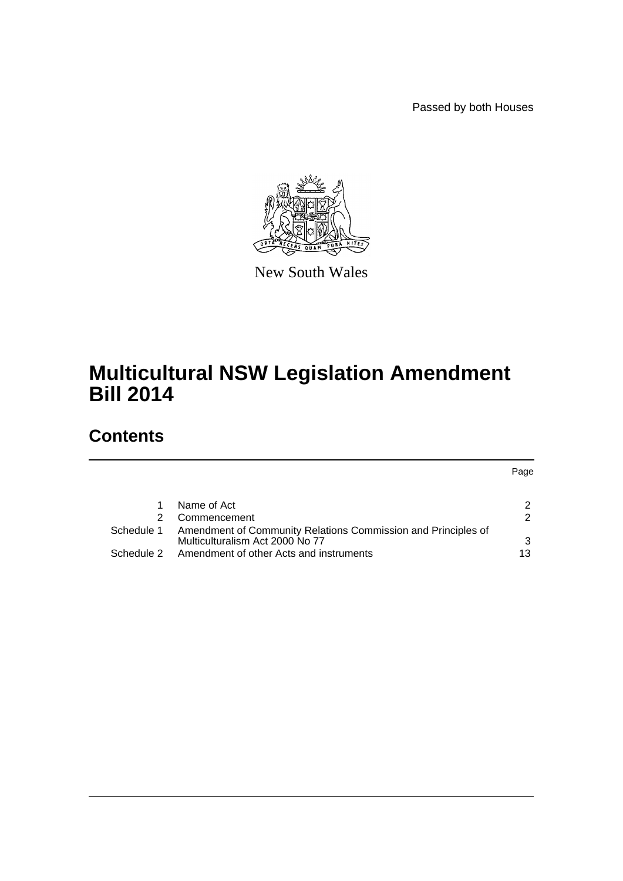Passed by both Houses

New South Wales

# Multicultural NSW Legislation Amendment Bill 2014

## Contents

| | | Page |
|---|---|---|
| 1 | Name of Act | 2 |
| 2 | Commencement | 2 |
| Schedule 1 | Amendment of Community Relations Commission and Principles of Multiculturalism Act 2000 No 77 | 3 |
| Schedule 2 | Amendment of other Acts and instruments | 13 |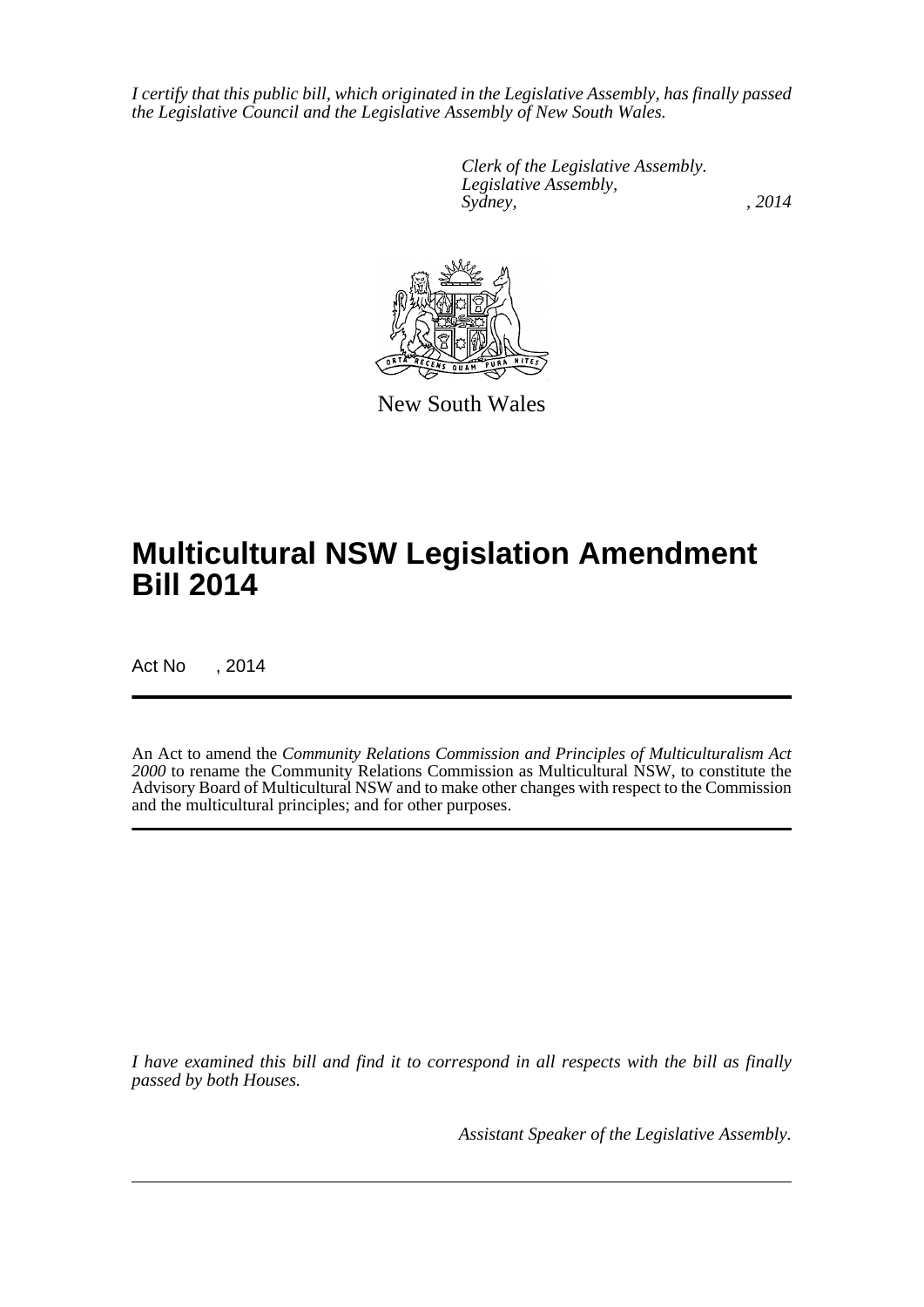*I certify that this public bill, which originated in the Legislative Assembly, has finally passed the Legislative Council and the Legislative Assembly of New South Wales.*

*Clerk of the Legislative Assembly.*
*Legislative Assembly,*
*Sydney, , 2014*

New South Wales

# Multicultural NSW Legislation Amendment Bill 2014

Act No , 2014

An Act to amend the *Community Relations Commission and Principles of Multiculturalism Act 2000* to rename the Community Relations Commission as Multicultural NSW, to constitute the Advisory Board of Multicultural NSW and to make other changes with respect to the Commission and the multicultural principles; and for other purposes.

*I have examined this bill and find it to correspond in all respects with the bill as finally passed by both Houses.*

*Assistant Speaker of the Legislative Assembly.*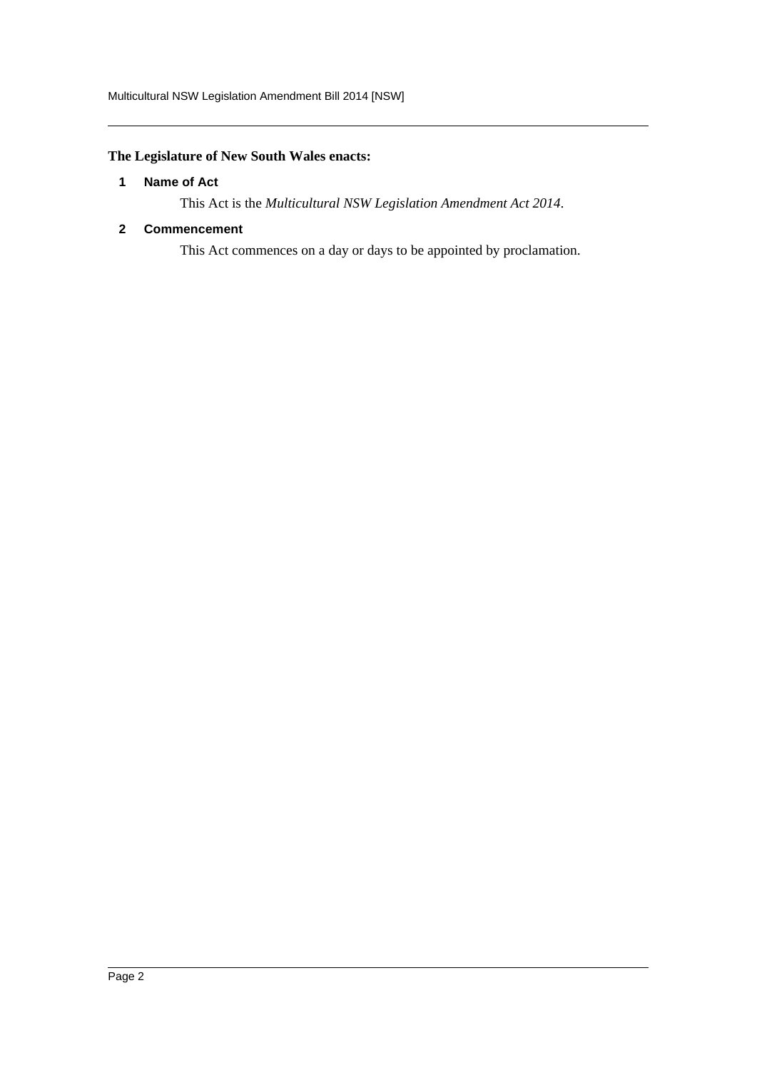**The Legislature of New South Wales enacts:**

### 1 Name of Act

This Act is the *Multicultural NSW Legislation Amendment Act 2014*.

### 2 Commencement

This Act commences on a day or days to be appointed by proclamation.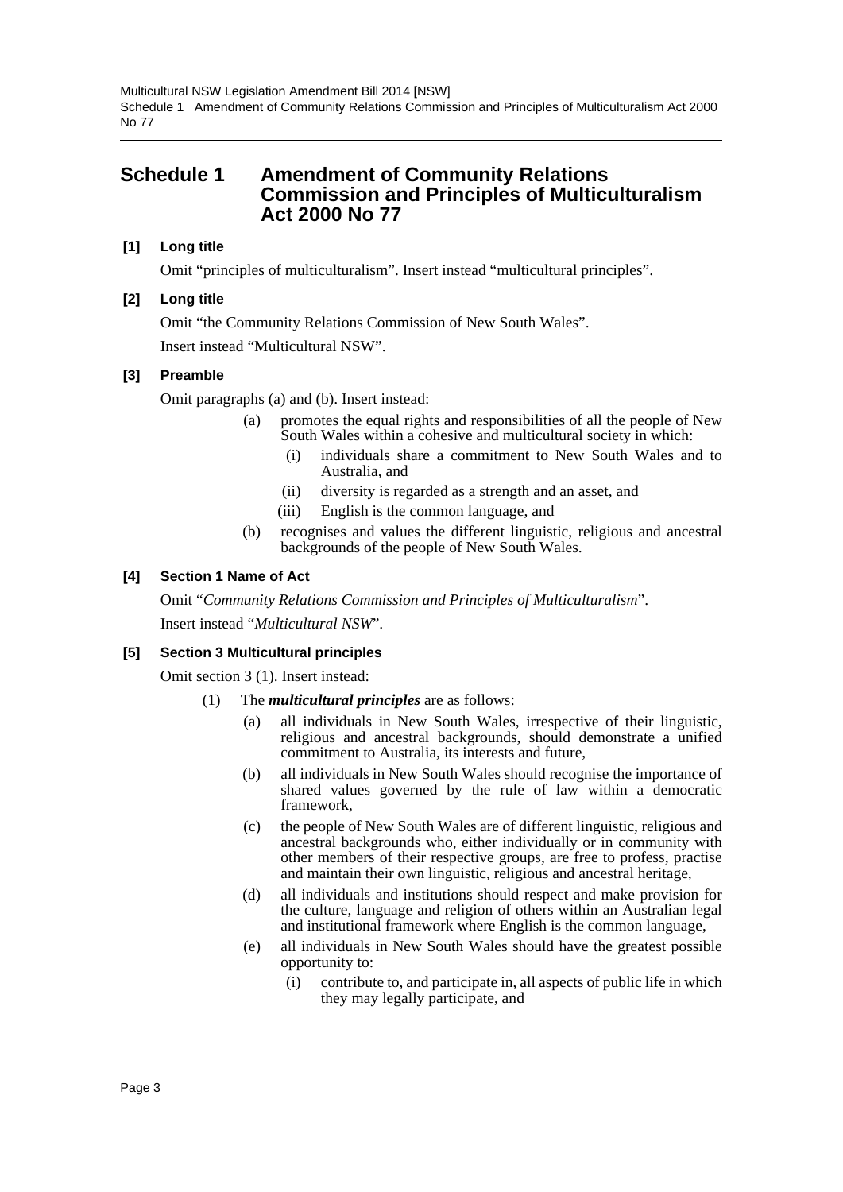# Schedule 1 Amendment of Community Relations Commission and Principles of Multiculturalism Act 2000 No 77

**[1] Long title**

Omit "principles of multiculturalism". Insert instead "multicultural principles".

**[2] Long title**

Omit "the Community Relations Commission of New South Wales".

Insert instead "Multicultural NSW".

**[3] Preamble**

Omit paragraphs (a) and (b). Insert instead:

- (a) promotes the equal rights and responsibilities of all the people of New South Wales within a cohesive and multicultural society in which:
  - (i) individuals share a commitment to New South Wales and to Australia, and
  - (ii) diversity is regarded as a strength and an asset, and
  - (iii) English is the common language, and
- (b) recognises and values the different linguistic, religious and ancestral backgrounds of the people of New South Wales.

**[4] Section 1 Name of Act**

Omit "*Community Relations Commission and Principles of Multiculturalism*".

Insert instead "*Multicultural NSW*".

**[5] Section 3 Multicultural principles**

Omit section 3 (1). Insert instead:

(1) The ***multicultural principles*** are as follows:

- (a) all individuals in New South Wales, irrespective of their linguistic, religious and ancestral backgrounds, should demonstrate a unified commitment to Australia, its interests and future,
- (b) all individuals in New South Wales should recognise the importance of shared values governed by the rule of law within a democratic framework,
- (c) the people of New South Wales are of different linguistic, religious and ancestral backgrounds who, either individually or in community with other members of their respective groups, are free to profess, practise and maintain their own linguistic, religious and ancestral heritage,
- (d) all individuals and institutions should respect and make provision for the culture, language and religion of others within an Australian legal and institutional framework where English is the common language,
- (e) all individuals in New South Wales should have the greatest possible opportunity to:
  - (i) contribute to, and participate in, all aspects of public life in which they may legally participate, and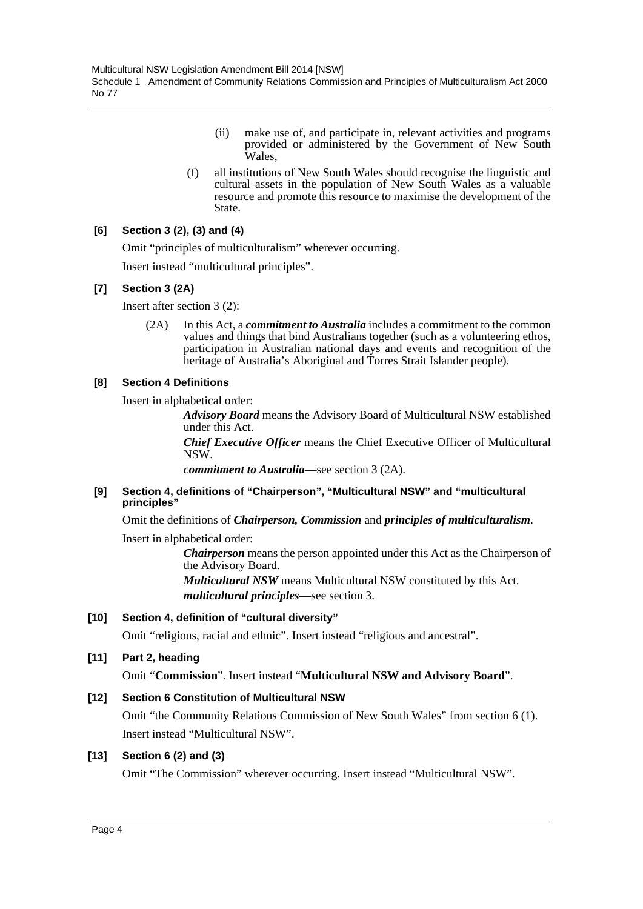(ii) make use of, and participate in, relevant activities and programs provided or administered by the Government of New South Wales,

(f) all institutions of New South Wales should recognise the linguistic and cultural assets in the population of New South Wales as a valuable resource and promote this resource to maximise the development of the State.

#### [6] Section 3 (2), (3) and (4)

Omit "principles of multiculturalism" wherever occurring.

Insert instead "multicultural principles".

#### [7] Section 3 (2A)

Insert after section 3 (2):

(2A) In this Act, a ***commitment to Australia*** includes a commitment to the common values and things that bind Australians together (such as a volunteering ethos, participation in Australian national days and events and recognition of the heritage of Australia's Aboriginal and Torres Strait Islander people).

#### [8] Section 4 Definitions

Insert in alphabetical order:

***Advisory Board*** means the Advisory Board of Multicultural NSW established under this Act.

***Chief Executive Officer*** means the Chief Executive Officer of Multicultural NSW.

***commitment to Australia***—see section 3 (2A).

#### [9] Section 4, definitions of "Chairperson", "Multicultural NSW" and "multicultural principles"

Omit the definitions of ***Chairperson, Commission*** and ***principles of multiculturalism***.

Insert in alphabetical order:

***Chairperson*** means the person appointed under this Act as the Chairperson of the Advisory Board.

***Multicultural NSW*** means Multicultural NSW constituted by this Act.

***multicultural principles***—see section 3.

#### [10] Section 4, definition of "cultural diversity"

Omit "religious, racial and ethnic". Insert instead "religious and ancestral".

#### [11] Part 2, heading

Omit "**Commission**". Insert instead "**Multicultural NSW and Advisory Board**".

#### [12] Section 6 Constitution of Multicultural NSW

Omit "the Community Relations Commission of New South Wales" from section 6 (1). Insert instead "Multicultural NSW".

#### [13] Section 6 (2) and (3)

Omit "The Commission" wherever occurring. Insert instead "Multicultural NSW".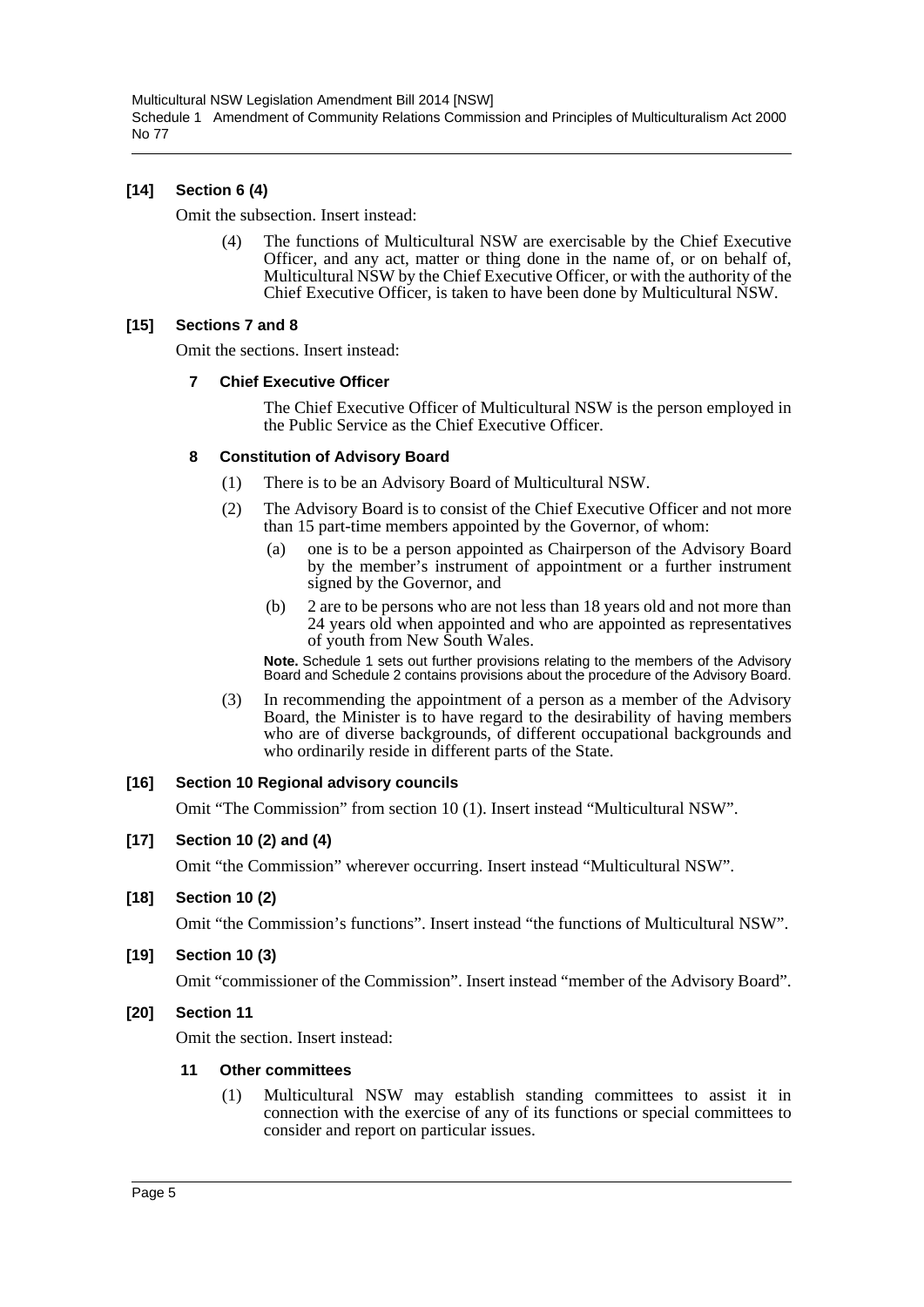### [14] Section 6 (4)

Omit the subsection. Insert instead:

> (4) The functions of Multicultural NSW are exercisable by the Chief Executive Officer, and any act, matter or thing done in the name of, or on behalf of, Multicultural NSW by the Chief Executive Officer, or with the authority of the Chief Executive Officer, is taken to have been done by Multicultural NSW.

### [15] Sections 7 and 8

Omit the sections. Insert instead:

> **7 Chief Executive Officer**
>
> The Chief Executive Officer of Multicultural NSW is the person employed in the Public Service as the Chief Executive Officer.
>
> **8 Constitution of Advisory Board**
>
> (1) There is to be an Advisory Board of Multicultural NSW.
>
> (2) The Advisory Board is to consist of the Chief Executive Officer and not more than 15 part-time members appointed by the Governor, of whom:
>
> (a) one is to be a person appointed as Chairperson of the Advisory Board by the member's instrument of appointment or a further instrument signed by the Governor, and
>
> (b) 2 are to be persons who are not less than 18 years old and not more than 24 years old when appointed and who are appointed as representatives of youth from New South Wales.
>
> **Note.** Schedule 1 sets out further provisions relating to the members of the Advisory Board and Schedule 2 contains provisions about the procedure of the Advisory Board.
>
> (3) In recommending the appointment of a person as a member of the Advisory Board, the Minister is to have regard to the desirability of having members who are of diverse backgrounds, of different occupational backgrounds and who ordinarily reside in different parts of the State.

### [16] Section 10 Regional advisory councils

Omit "The Commission" from section 10 (1). Insert instead "Multicultural NSW".

### [17] Section 10 (2) and (4)

Omit "the Commission" wherever occurring. Insert instead "Multicultural NSW".

### [18] Section 10 (2)

Omit "the Commission's functions". Insert instead "the functions of Multicultural NSW".

### [19] Section 10 (3)

Omit "commissioner of the Commission". Insert instead "member of the Advisory Board".

### [20] Section 11

Omit the section. Insert instead:

> **11 Other committees**
>
> (1) Multicultural NSW may establish standing committees to assist it in connection with the exercise of any of its functions or special committees to consider and report on particular issues.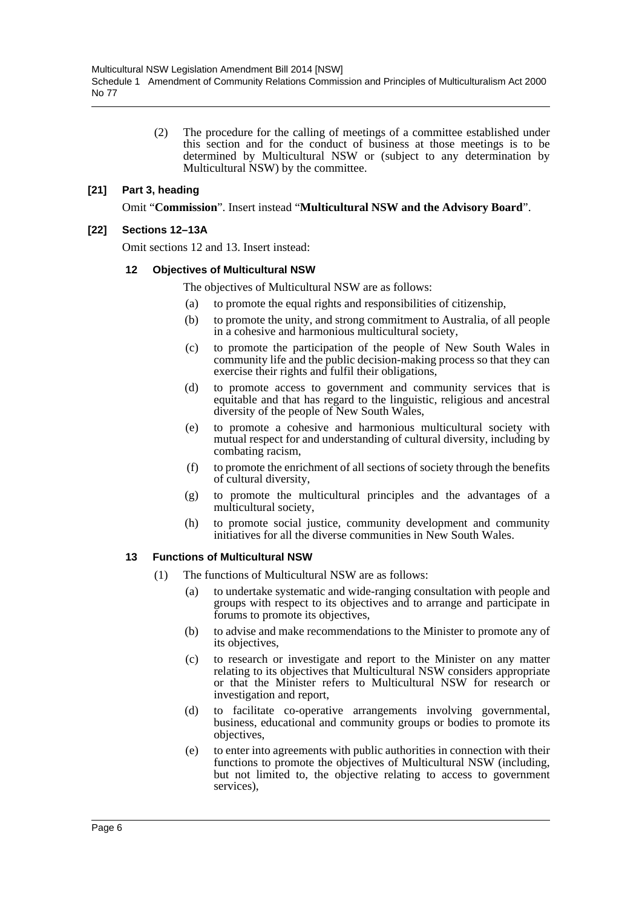(2) The procedure for the calling of meetings of a committee established under this section and for the conduct of business at those meetings is to be determined by Multicultural NSW or (subject to any determination by Multicultural NSW) by the committee.

**[21] Part 3, heading**

Omit "**Commission**". Insert instead "**Multicultural NSW and the Advisory Board**".

**[22] Sections 12–13A**

Omit sections 12 and 13. Insert instead:

**12 Objectives of Multicultural NSW**

The objectives of Multicultural NSW are as follows:

- (a) to promote the equal rights and responsibilities of citizenship,
- (b) to promote the unity, and strong commitment to Australia, of all people in a cohesive and harmonious multicultural society,
- (c) to promote the participation of the people of New South Wales in community life and the public decision-making process so that they can exercise their rights and fulfil their obligations,
- (d) to promote access to government and community services that is equitable and that has regard to the linguistic, religious and ancestral diversity of the people of New South Wales,
- (e) to promote a cohesive and harmonious multicultural society with mutual respect for and understanding of cultural diversity, including by combating racism,
- (f) to promote the enrichment of all sections of society through the benefits of cultural diversity,
- (g) to promote the multicultural principles and the advantages of a multicultural society,
- (h) to promote social justice, community development and community initiatives for all the diverse communities in New South Wales.

**13 Functions of Multicultural NSW**

(1) The functions of Multicultural NSW are as follows:

- (a) to undertake systematic and wide-ranging consultation with people and groups with respect to its objectives and to arrange and participate in forums to promote its objectives,
- (b) to advise and make recommendations to the Minister to promote any of its objectives,
- (c) to research or investigate and report to the Minister on any matter relating to its objectives that Multicultural NSW considers appropriate or that the Minister refers to Multicultural NSW for research or investigation and report,
- (d) to facilitate co-operative arrangements involving governmental, business, educational and community groups or bodies to promote its objectives,
- (e) to enter into agreements with public authorities in connection with their functions to promote the objectives of Multicultural NSW (including, but not limited to, the objective relating to access to government services),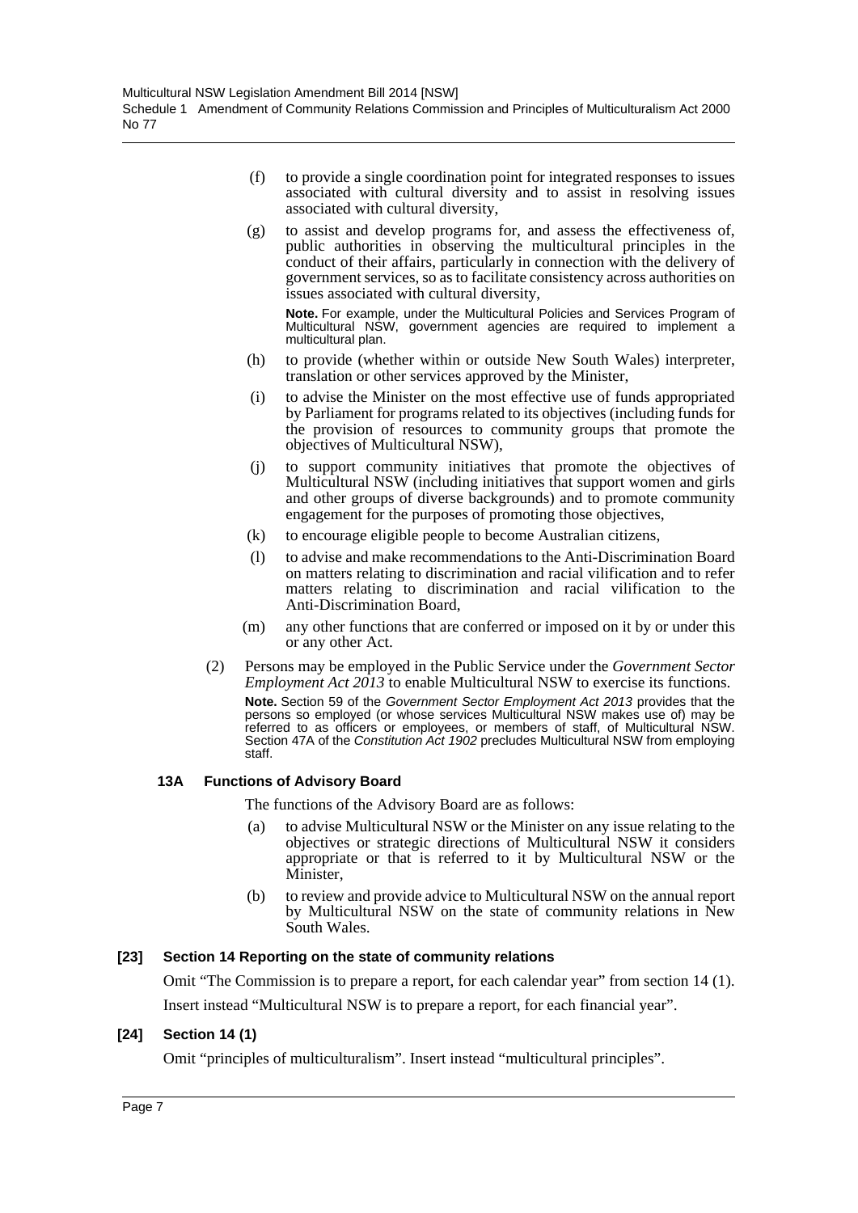(f) to provide a single coordination point for integrated responses to issues associated with cultural diversity and to assist in resolving issues associated with cultural diversity,

(g) to assist and develop programs for, and assess the effectiveness of, public authorities in observing the multicultural principles in the conduct of their affairs, particularly in connection with the delivery of government services, so as to facilitate consistency across authorities on issues associated with cultural diversity,

**Note.** For example, under the Multicultural Policies and Services Program of Multicultural NSW, government agencies are required to implement a multicultural plan.

(h) to provide (whether within or outside New South Wales) interpreter, translation or other services approved by the Minister,

(i) to advise the Minister on the most effective use of funds appropriated by Parliament for programs related to its objectives (including funds for the provision of resources to community groups that promote the objectives of Multicultural NSW),

(j) to support community initiatives that promote the objectives of Multicultural NSW (including initiatives that support women and girls and other groups of diverse backgrounds) and to promote community engagement for the purposes of promoting those objectives,

(k) to encourage eligible people to become Australian citizens,

(l) to advise and make recommendations to the Anti-Discrimination Board on matters relating to discrimination and racial vilification and to refer matters relating to discrimination and racial vilification to the Anti-Discrimination Board,

(m) any other functions that are conferred or imposed on it by or under this or any other Act.

(2) Persons may be employed in the Public Service under the *Government Sector Employment Act 2013* to enable Multicultural NSW to exercise its functions.

**Note.** Section 59 of the *Government Sector Employment Act 2013* provides that the persons so employed (or whose services Multicultural NSW makes use of) may be referred to as officers or employees, or members of staff, of Multicultural NSW. Section 47A of the *Constitution Act 1902* precludes Multicultural NSW from employing staff.

**13A Functions of Advisory Board**

The functions of the Advisory Board are as follows:

(a) to advise Multicultural NSW or the Minister on any issue relating to the objectives or strategic directions of Multicultural NSW it considers appropriate or that is referred to it by Multicultural NSW or the Minister,

(b) to review and provide advice to Multicultural NSW on the annual report by Multicultural NSW on the state of community relations in New South Wales.

**[23] Section 14 Reporting on the state of community relations**

Omit "The Commission is to prepare a report, for each calendar year" from section 14 (1). Insert instead "Multicultural NSW is to prepare a report, for each financial year".

**[24] Section 14 (1)**

Omit "principles of multiculturalism". Insert instead "multicultural principles".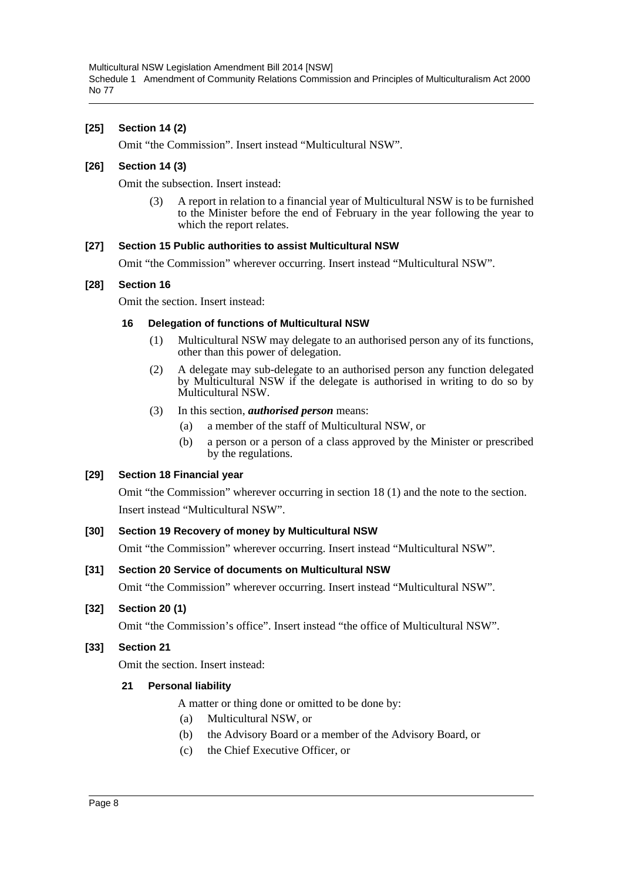**[25] Section 14 (2)**

Omit "the Commission". Insert instead "Multicultural NSW".

**[26] Section 14 (3)**

Omit the subsection. Insert instead:

(3) A report in relation to a financial year of Multicultural NSW is to be furnished to the Minister before the end of February in the year following the year to which the report relates.

**[27] Section 15 Public authorities to assist Multicultural NSW**

Omit "the Commission" wherever occurring. Insert instead "Multicultural NSW".

**[28] Section 16**

Omit the section. Insert instead:

**16 Delegation of functions of Multicultural NSW**

(1) Multicultural NSW may delegate to an authorised person any of its functions, other than this power of delegation.

(2) A delegate may sub-delegate to an authorised person any function delegated by Multicultural NSW if the delegate is authorised in writing to do so by Multicultural NSW.

(3) In this section, ***authorised person*** means:

(a) a member of the staff of Multicultural NSW, or

(b) a person or a person of a class approved by the Minister or prescribed by the regulations.

**[29] Section 18 Financial year**

Omit "the Commission" wherever occurring in section 18 (1) and the note to the section. Insert instead "Multicultural NSW".

**[30] Section 19 Recovery of money by Multicultural NSW**

Omit "the Commission" wherever occurring. Insert instead "Multicultural NSW".

**[31] Section 20 Service of documents on Multicultural NSW**

Omit "the Commission" wherever occurring. Insert instead "Multicultural NSW".

**[32] Section 20 (1)**

Omit "the Commission's office". Insert instead "the office of Multicultural NSW".

**[33] Section 21**

Omit the section. Insert instead:

**21 Personal liability**

A matter or thing done or omitted to be done by:

(a) Multicultural NSW, or

(b) the Advisory Board or a member of the Advisory Board, or

(c) the Chief Executive Officer, or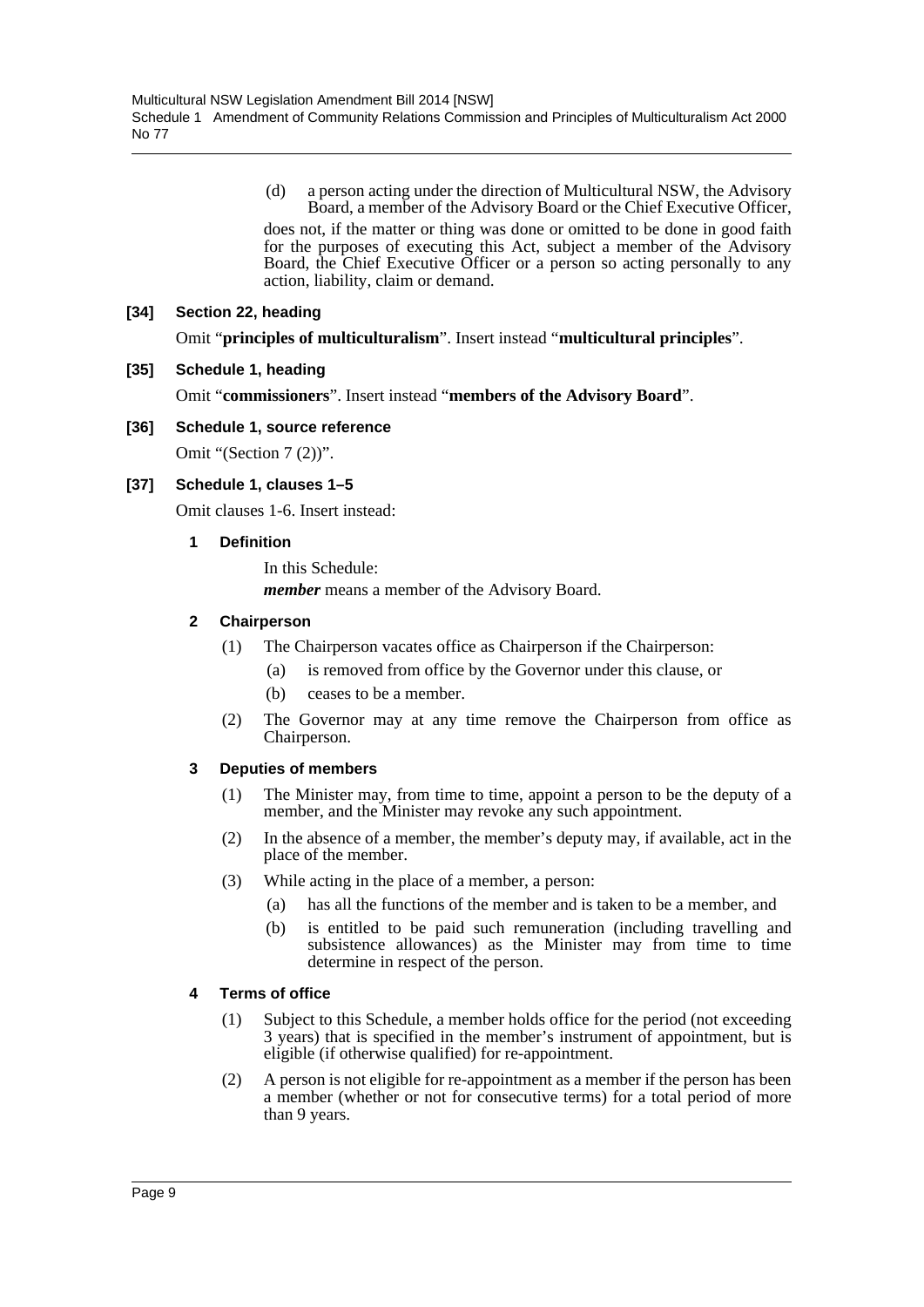(d) a person acting under the direction of Multicultural NSW, the Advisory Board, a member of the Advisory Board or the Chief Executive Officer,

does not, if the matter or thing was done or omitted to be done in good faith for the purposes of executing this Act, subject a member of the Advisory Board, the Chief Executive Officer or a person so acting personally to any action, liability, claim or demand.

**[34] Section 22, heading**

Omit "**principles of multiculturalism**". Insert instead "**multicultural principles**".

**[35] Schedule 1, heading**

Omit "**commissioners**". Insert instead "**members of the Advisory Board**".

**[36] Schedule 1, source reference**

Omit "(Section 7 (2))".

**[37] Schedule 1, clauses 1–5**

Omit clauses 1-6. Insert instead:

**1 Definition**

In this Schedule:

***member*** means a member of the Advisory Board.

**2 Chairperson**

(1) The Chairperson vacates office as Chairperson if the Chairperson:

(a) is removed from office by the Governor under this clause, or

(b) ceases to be a member.

(2) The Governor may at any time remove the Chairperson from office as Chairperson.

**3 Deputies of members**

(1) The Minister may, from time to time, appoint a person to be the deputy of a member, and the Minister may revoke any such appointment.

(2) In the absence of a member, the member's deputy may, if available, act in the place of the member.

(3) While acting in the place of a member, a person:

(a) has all the functions of the member and is taken to be a member, and

(b) is entitled to be paid such remuneration (including travelling and subsistence allowances) as the Minister may from time to time determine in respect of the person.

**4 Terms of office**

(1) Subject to this Schedule, a member holds office for the period (not exceeding 3 years) that is specified in the member's instrument of appointment, but is eligible (if otherwise qualified) for re-appointment.

(2) A person is not eligible for re-appointment as a member if the person has been a member (whether or not for consecutive terms) for a total period of more than 9 years.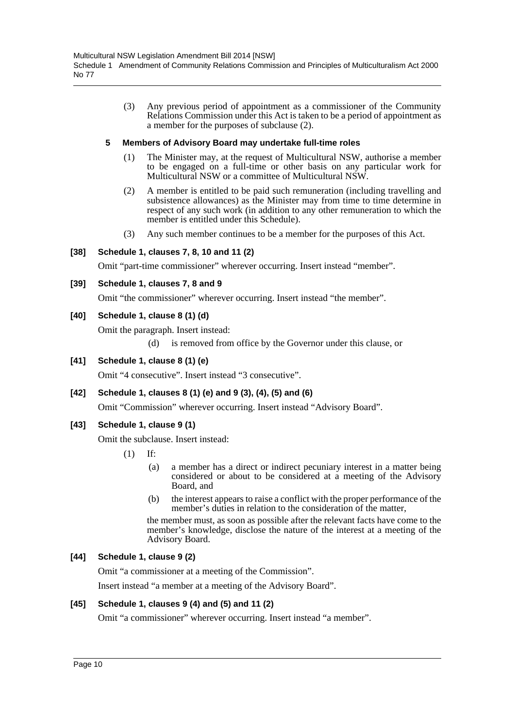(3) Any previous period of appointment as a commissioner of the Community Relations Commission under this Act is taken to be a period of appointment as a member for the purposes of subclause (2).

**5 Members of Advisory Board may undertake full-time roles**

(1) The Minister may, at the request of Multicultural NSW, authorise a member to be engaged on a full-time or other basis on any particular work for Multicultural NSW or a committee of Multicultural NSW.

(2) A member is entitled to be paid such remuneration (including travelling and subsistence allowances) as the Minister may from time to time determine in respect of any such work (in addition to any other remuneration to which the member is entitled under this Schedule).

(3) Any such member continues to be a member for the purposes of this Act.

**[38] Schedule 1, clauses 7, 8, 10 and 11 (2)**

Omit "part-time commissioner" wherever occurring. Insert instead "member".

**[39] Schedule 1, clauses 7, 8 and 9**

Omit "the commissioner" wherever occurring. Insert instead "the member".

**[40] Schedule 1, clause 8 (1) (d)**

Omit the paragraph. Insert instead:

(d) is removed from office by the Governor under this clause, or

**[41] Schedule 1, clause 8 (1) (e)**

Omit "4 consecutive". Insert instead "3 consecutive".

**[42] Schedule 1, clauses 8 (1) (e) and 9 (3), (4), (5) and (6)**

Omit "Commission" wherever occurring. Insert instead "Advisory Board".

**[43] Schedule 1, clause 9 (1)**

Omit the subclause. Insert instead:

(1) If:

(a) a member has a direct or indirect pecuniary interest in a matter being considered or about to be considered at a meeting of the Advisory Board, and

(b) the interest appears to raise a conflict with the proper performance of the member's duties in relation to the consideration of the matter,

the member must, as soon as possible after the relevant facts have come to the member's knowledge, disclose the nature of the interest at a meeting of the Advisory Board.

**[44] Schedule 1, clause 9 (2)**

Omit "a commissioner at a meeting of the Commission".

Insert instead "a member at a meeting of the Advisory Board".

**[45] Schedule 1, clauses 9 (4) and (5) and 11 (2)**

Omit "a commissioner" wherever occurring. Insert instead "a member".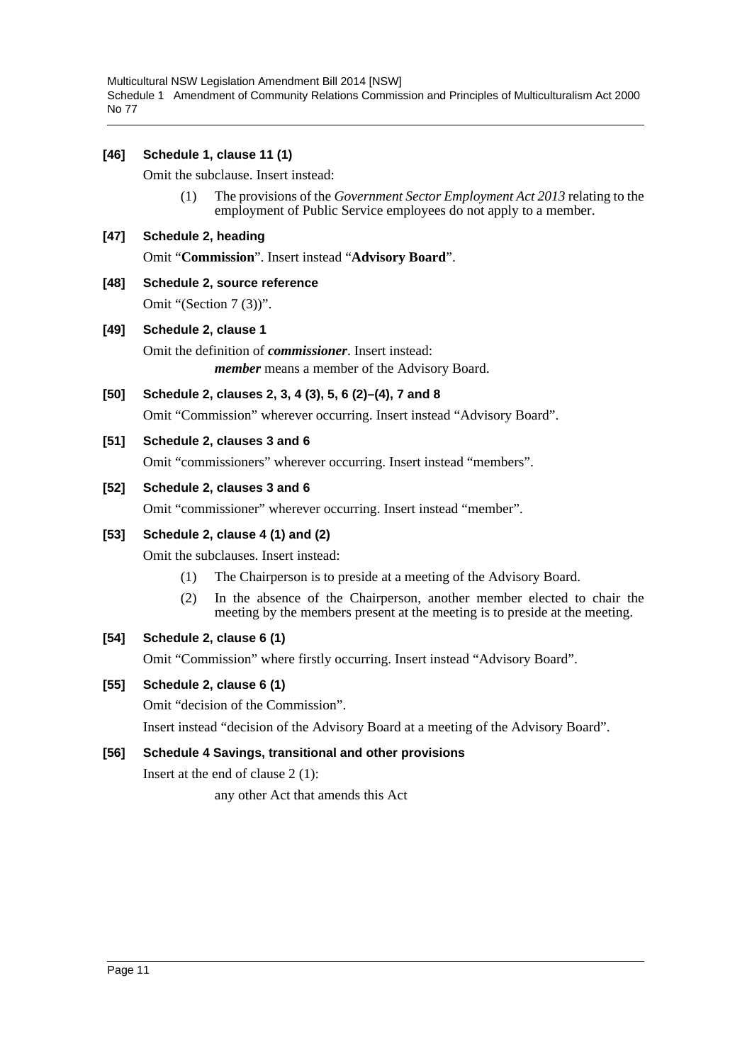**[46] Schedule 1, clause 11 (1)**

Omit the subclause. Insert instead:

(1) The provisions of the *Government Sector Employment Act 2013* relating to the employment of Public Service employees do not apply to a member.

**[47] Schedule 2, heading**

Omit "**Commission**". Insert instead "**Advisory Board**".

**[48] Schedule 2, source reference**

Omit "(Section 7 (3))".

**[49] Schedule 2, clause 1**

Omit the definition of ***commissioner***. Insert instead:

***member*** means a member of the Advisory Board.

**[50] Schedule 2, clauses 2, 3, 4 (3), 5, 6 (2)–(4), 7 and 8**

Omit "Commission" wherever occurring. Insert instead "Advisory Board".

**[51] Schedule 2, clauses 3 and 6**

Omit "commissioners" wherever occurring. Insert instead "members".

**[52] Schedule 2, clauses 3 and 6**

Omit "commissioner" wherever occurring. Insert instead "member".

**[53] Schedule 2, clause 4 (1) and (2)**

Omit the subclauses. Insert instead:

(1) The Chairperson is to preside at a meeting of the Advisory Board.

(2) In the absence of the Chairperson, another member elected to chair the meeting by the members present at the meeting is to preside at the meeting.

**[54] Schedule 2, clause 6 (1)**

Omit "Commission" where firstly occurring. Insert instead "Advisory Board".

**[55] Schedule 2, clause 6 (1)**

Omit "decision of the Commission".

Insert instead "decision of the Advisory Board at a meeting of the Advisory Board".

**[56] Schedule 4 Savings, transitional and other provisions**

Insert at the end of clause 2 (1):

any other Act that amends this Act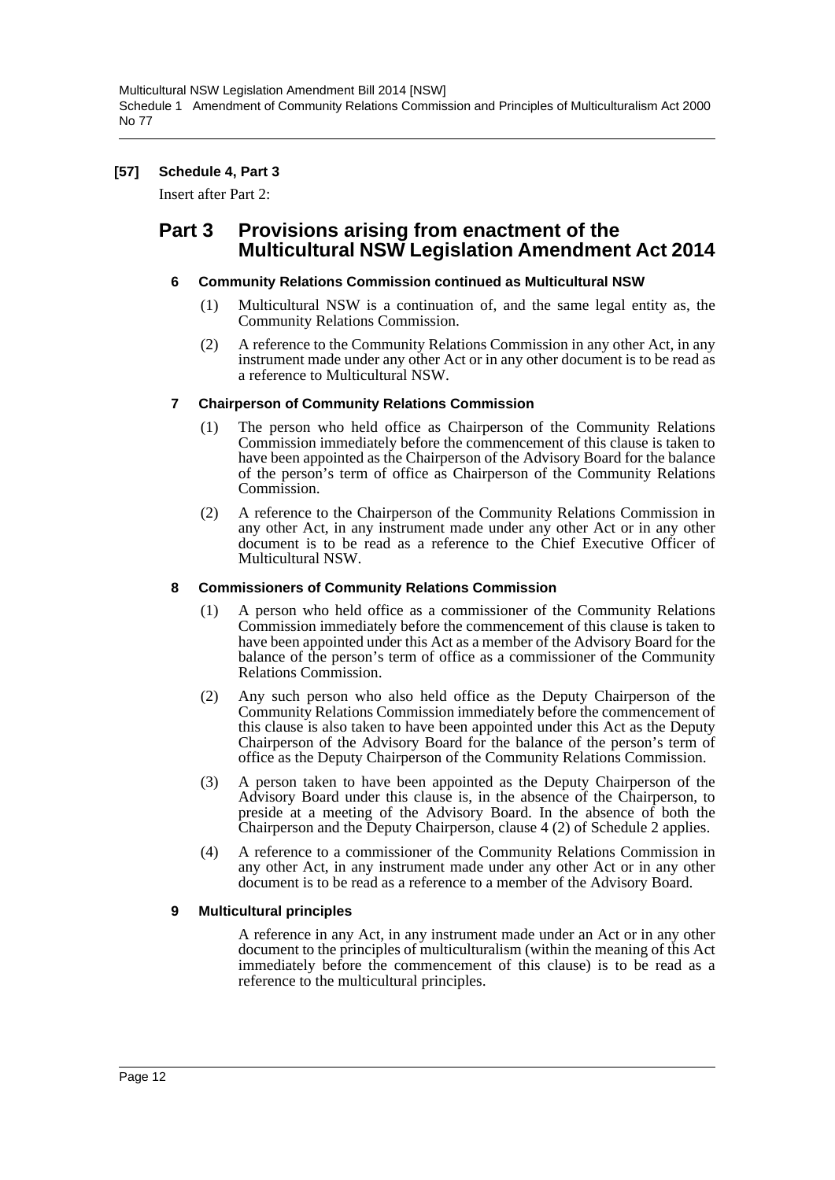**[57] Schedule 4, Part 3**

Insert after Part 2:

## Part 3 Provisions arising from enactment of the Multicultural NSW Legislation Amendment Act 2014

### 6 Community Relations Commission continued as Multicultural NSW

(1) Multicultural NSW is a continuation of, and the same legal entity as, the Community Relations Commission.

(2) A reference to the Community Relations Commission in any other Act, in any instrument made under any other Act or in any other document is to be read as a reference to Multicultural NSW.

### 7 Chairperson of Community Relations Commission

(1) The person who held office as Chairperson of the Community Relations Commission immediately before the commencement of this clause is taken to have been appointed as the Chairperson of the Advisory Board for the balance of the person's term of office as Chairperson of the Community Relations Commission.

(2) A reference to the Chairperson of the Community Relations Commission in any other Act, in any instrument made under any other Act or in any other document is to be read as a reference to the Chief Executive Officer of Multicultural NSW.

### 8 Commissioners of Community Relations Commission

(1) A person who held office as a commissioner of the Community Relations Commission immediately before the commencement of this clause is taken to have been appointed under this Act as a member of the Advisory Board for the balance of the person's term of office as a commissioner of the Community Relations Commission.

(2) Any such person who also held office as the Deputy Chairperson of the Community Relations Commission immediately before the commencement of this clause is also taken to have been appointed under this Act as the Deputy Chairperson of the Advisory Board for the balance of the person's term of office as the Deputy Chairperson of the Community Relations Commission.

(3) A person taken to have been appointed as the Deputy Chairperson of the Advisory Board under this clause is, in the absence of the Chairperson, to preside at a meeting of the Advisory Board. In the absence of both the Chairperson and the Deputy Chairperson, clause 4 (2) of Schedule 2 applies.

(4) A reference to a commissioner of the Community Relations Commission in any other Act, in any instrument made under any other Act or in any other document is to be read as a reference to a member of the Advisory Board.

### 9 Multicultural principles

A reference in any Act, in any instrument made under an Act or in any other document to the principles of multiculturalism (within the meaning of this Act immediately before the commencement of this clause) is to be read as a reference to the multicultural principles.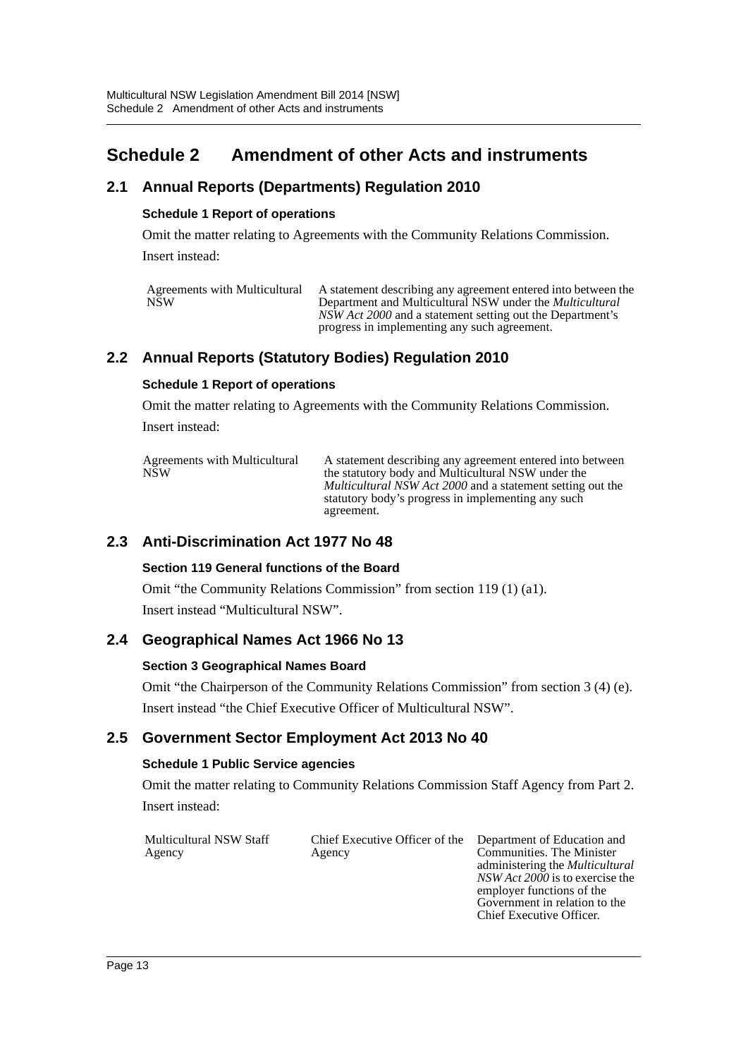# Schedule 2 Amendment of other Acts and instruments

## 2.1 Annual Reports (Departments) Regulation 2010

### Schedule 1 Report of operations

Omit the matter relating to Agreements with the Community Relations Commission.

Insert instead:

| | |
|---|---|
| Agreements with Multicultural NSW | A statement describing any agreement entered into between the Department and Multicultural NSW under the *Multicultural NSW Act 2000* and a statement setting out the Department's progress in implementing any such agreement. |

## 2.2 Annual Reports (Statutory Bodies) Regulation 2010

### Schedule 1 Report of operations

Omit the matter relating to Agreements with the Community Relations Commission.

Insert instead:

| | |
|---|---|
| Agreements with Multicultural NSW | A statement describing any agreement entered into between the statutory body and Multicultural NSW under the *Multicultural NSW Act 2000* and a statement setting out the statutory body's progress in implementing any such agreement. |

## 2.3 Anti-Discrimination Act 1977 No 48

### Section 119 General functions of the Board

Omit "the Community Relations Commission" from section 119 (1) (a1).

Insert instead "Multicultural NSW".

## 2.4 Geographical Names Act 1966 No 13

### Section 3 Geographical Names Board

Omit "the Chairperson of the Community Relations Commission" from section 3 (4) (e).

Insert instead "the Chief Executive Officer of Multicultural NSW".

## 2.5 Government Sector Employment Act 2013 No 40

### Schedule 1 Public Service agencies

Omit the matter relating to Community Relations Commission Staff Agency from Part 2.

Insert instead:

| | | |
|---|---|---|
| Multicultural NSW Staff Agency | Chief Executive Officer of the Agency | Department of Education and Communities. The Minister administering the *Multicultural NSW Act 2000* is to exercise the employer functions of the Government in relation to the Chief Executive Officer. |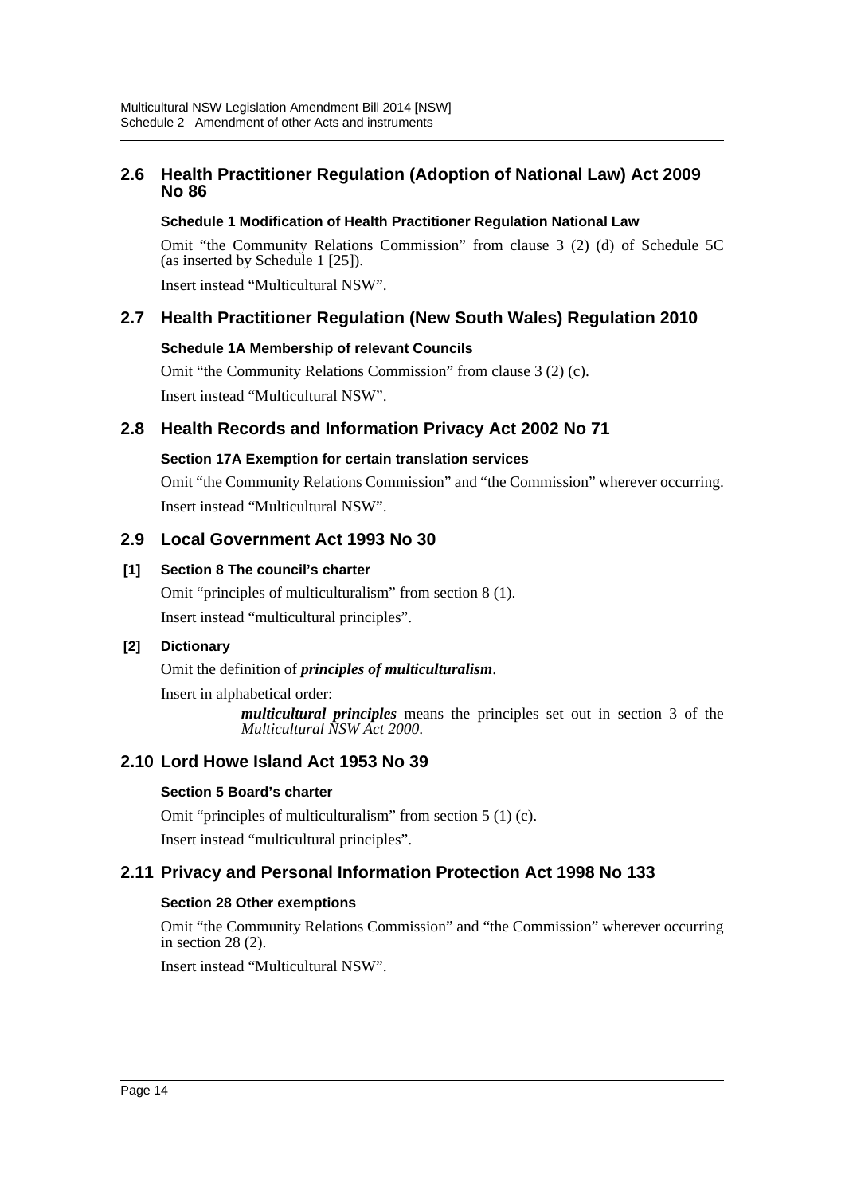## 2.6 Health Practitioner Regulation (Adoption of National Law) Act 2009 No 86

#### Schedule 1 Modification of Health Practitioner Regulation National Law

Omit "the Community Relations Commission" from clause 3 (2) (d) of Schedule 5C (as inserted by Schedule 1 [25]).

Insert instead "Multicultural NSW".

## 2.7 Health Practitioner Regulation (New South Wales) Regulation 2010

#### Schedule 1A Membership of relevant Councils

Omit "the Community Relations Commission" from clause 3 (2) (c).

Insert instead "Multicultural NSW".

## 2.8 Health Records and Information Privacy Act 2002 No 71

#### Section 17A Exemption for certain translation services

Omit "the Community Relations Commission" and "the Commission" wherever occurring.

Insert instead "Multicultural NSW".

## 2.9 Local Government Act 1993 No 30

#### [1] Section 8 The council's charter

Omit "principles of multiculturalism" from section 8 (1).

Insert instead "multicultural principles".

#### [2] Dictionary

Omit the definition of ***principles of multiculturalism***.

Insert in alphabetical order:

> ***multicultural principles*** means the principles set out in section 3 of the *Multicultural NSW Act 2000*.

## 2.10 Lord Howe Island Act 1953 No 39

#### Section 5 Board's charter

Omit "principles of multiculturalism" from section 5 (1) (c).

Insert instead "multicultural principles".

## 2.11 Privacy and Personal Information Protection Act 1998 No 133

#### Section 28 Other exemptions

Omit "the Community Relations Commission" and "the Commission" wherever occurring in section 28 (2).

Insert instead "Multicultural NSW".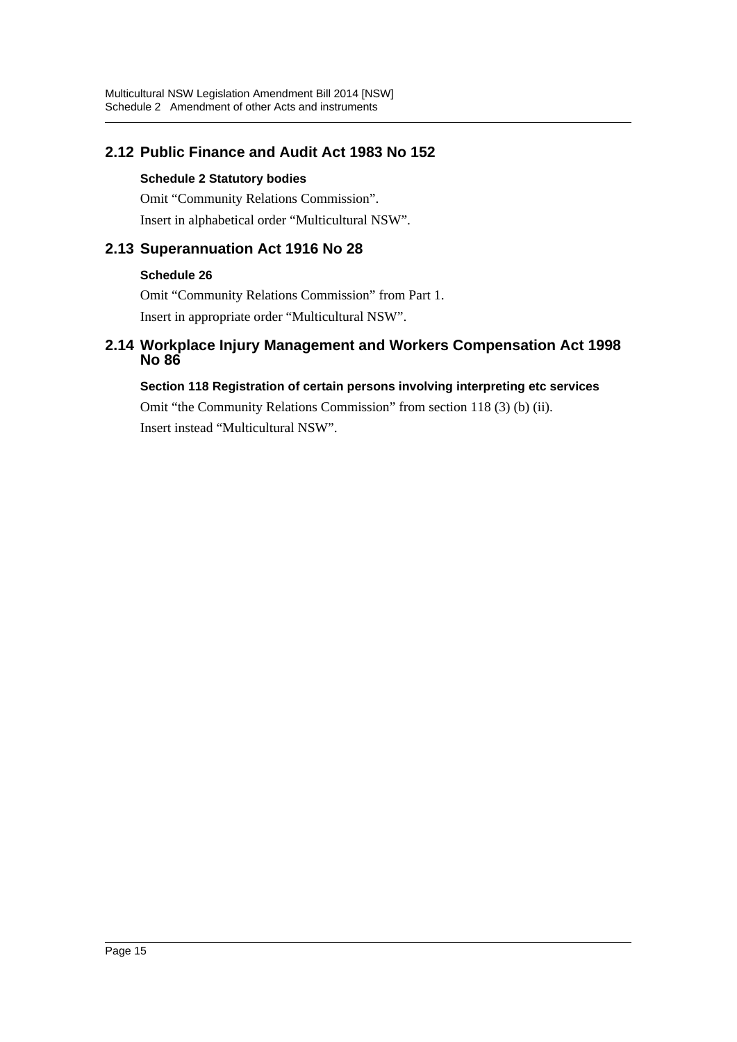## 2.12 Public Finance and Audit Act 1983 No 152

### Schedule 2 Statutory bodies

Omit "Community Relations Commission".

Insert in alphabetical order "Multicultural NSW".

## 2.13 Superannuation Act 1916 No 28

### Schedule 26

Omit "Community Relations Commission" from Part 1.

Insert in appropriate order "Multicultural NSW".

## 2.14 Workplace Injury Management and Workers Compensation Act 1998 No 86

### Section 118 Registration of certain persons involving interpreting etc services

Omit "the Community Relations Commission" from section 118 (3) (b) (ii).

Insert instead "Multicultural NSW".